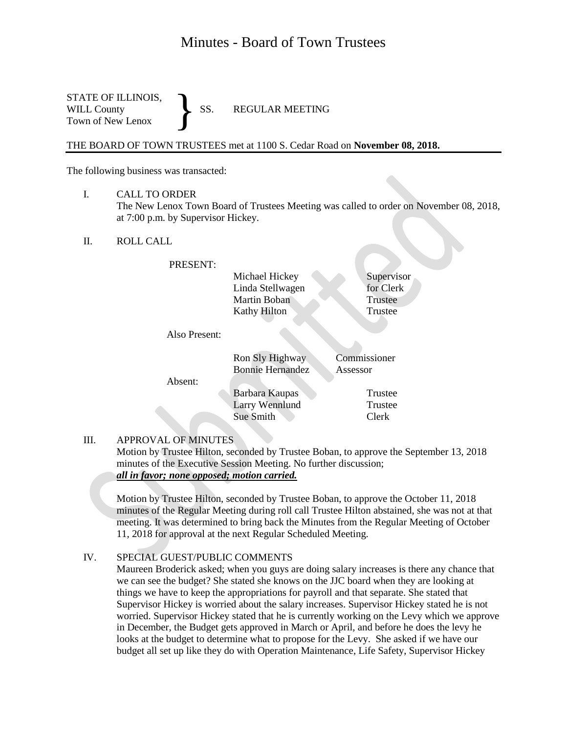# Minutes - Board of Town Trustees

STATE OF ILLINOIS,
WILL County
Town of New Lenox
} SS. REGULAR MEETING

THE BOARD OF TOWN TRUSTEES met at 1100 S. Cedar Road on **November 08, 2018.**

The following business was transacted:

I. CALL TO ORDER
The New Lenox Town Board of Trustees Meeting was called to order on November 08, 2018, at 7:00 p.m. by Supervisor Hickey.

II. ROLL CALL

PRESENT:

| | |
|---|---|
| Michael Hickey | Supervisor |
| Linda Stellwagen | for Clerk |
| Martin Boban | Trustee |
| Kathy Hilton | Trustee |

Also Present:

| | |
|---|---|
| Ron Sly Highway | Commissioner |
| Bonnie Hernandez | Assessor |

Absent:

| | |
|---|---|
| Barbara Kaupas | Trustee |
| Larry Wennlund | Trustee |
| Sue Smith | Clerk |

III. APPROVAL OF MINUTES
Motion by Trustee Hilton, seconded by Trustee Boban, to approve the September 13, 2018 minutes of the Executive Session Meeting. No further discussion;
***all in favor; none opposed; motion carried.***

Motion by Trustee Hilton, seconded by Trustee Boban, to approve the October 11, 2018 minutes of the Regular Meeting during roll call Trustee Hilton abstained, she was not at that meeting. It was determined to bring back the Minutes from the Regular Meeting of October 11, 2018 for approval at the next Regular Scheduled Meeting.

IV. SPECIAL GUEST/PUBLIC COMMENTS
Maureen Broderick asked; when you guys are doing salary increases is there any chance that we can see the budget? She stated she knows on the JJC board when they are looking at things we have to keep the appropriations for payroll and that separate. She stated that Supervisor Hickey is worried about the salary increases. Supervisor Hickey stated he is not worried. Supervisor Hickey stated that he is currently working on the Levy which we approve in December, the Budget gets approved in March or April, and before he does the levy he looks at the budget to determine what to propose for the Levy. She asked if we have our budget all set up like they do with Operation Maintenance, Life Safety, Supervisor Hickey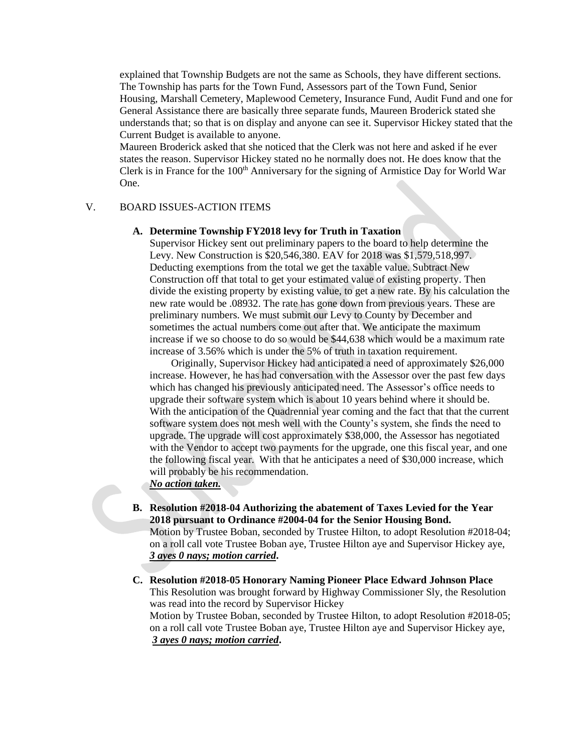explained that Township Budgets are not the same as Schools, they have different sections. The Township has parts for the Town Fund, Assessors part of the Town Fund, Senior Housing, Marshall Cemetery, Maplewood Cemetery, Insurance Fund, Audit Fund and one for General Assistance there are basically three separate funds, Maureen Broderick stated she understands that; so that is on display and anyone can see it. Supervisor Hickey stated that the Current Budget is available to anyone.

Maureen Broderick asked that she noticed that the Clerk was not here and asked if he ever states the reason. Supervisor Hickey stated no he normally does not. He does know that the Clerk is in France for the 100th Anniversary for the signing of Armistice Day for World War One.

V. BOARD ISSUES-ACTION ITEMS

**A. Determine Township FY2018 levy for Truth in Taxation**

Supervisor Hickey sent out preliminary papers to the board to help determine the Levy. New Construction is $20,546,380. EAV for 2018 was $1,579,518,997. Deducting exemptions from the total we get the taxable value. Subtract New Construction off that total to get your estimated value of existing property. Then divide the existing property by existing value, to get a new rate. By his calculation the new rate would be .08932. The rate has gone down from previous years. These are preliminary numbers. We must submit our Levy to County by December and sometimes the actual numbers come out after that. We anticipate the maximum increase if we so choose to do so would be $44,638 which would be a maximum rate increase of 3.56% which is under the 5% of truth in taxation requirement.

Originally, Supervisor Hickey had anticipated a need of approximately $26,000 increase. However, he has had conversation with the Assessor over the past few days which has changed his previously anticipated need. The Assessor's office needs to upgrade their software system which is about 10 years behind where it should be. With the anticipation of the Quadrennial year coming and the fact that that the current software system does not mesh well with the County's system, she finds the need to upgrade. The upgrade will cost approximately $38,000, the Assessor has negotiated with the Vendor to accept two payments for the upgrade, one this fiscal year, and one the following fiscal year. With that he anticipates a need of $30,000 increase, which will probably be his recommendation.

***No action taken.***

**B. Resolution #2018-04 Authorizing the abatement of Taxes Levied for the Year 2018 pursuant to Ordinance #2004-04 for the Senior Housing Bond.**

Motion by Trustee Boban, seconded by Trustee Hilton, to adopt Resolution #2018-04; on a roll call vote Trustee Boban aye, Trustee Hilton aye and Supervisor Hickey aye, ***3 ayes 0 nays; motion carried*****.**

**C. Resolution #2018-05 Honorary Naming Pioneer Place Edward Johnson Place**

This Resolution was brought forward by Highway Commissioner Sly, the Resolution was read into the record by Supervisor Hickey

Motion by Trustee Boban, seconded by Trustee Hilton, to adopt Resolution #2018-05; on a roll call vote Trustee Boban aye, Trustee Hilton aye and Supervisor Hickey aye, ***3 ayes 0 nays; motion carried*****.**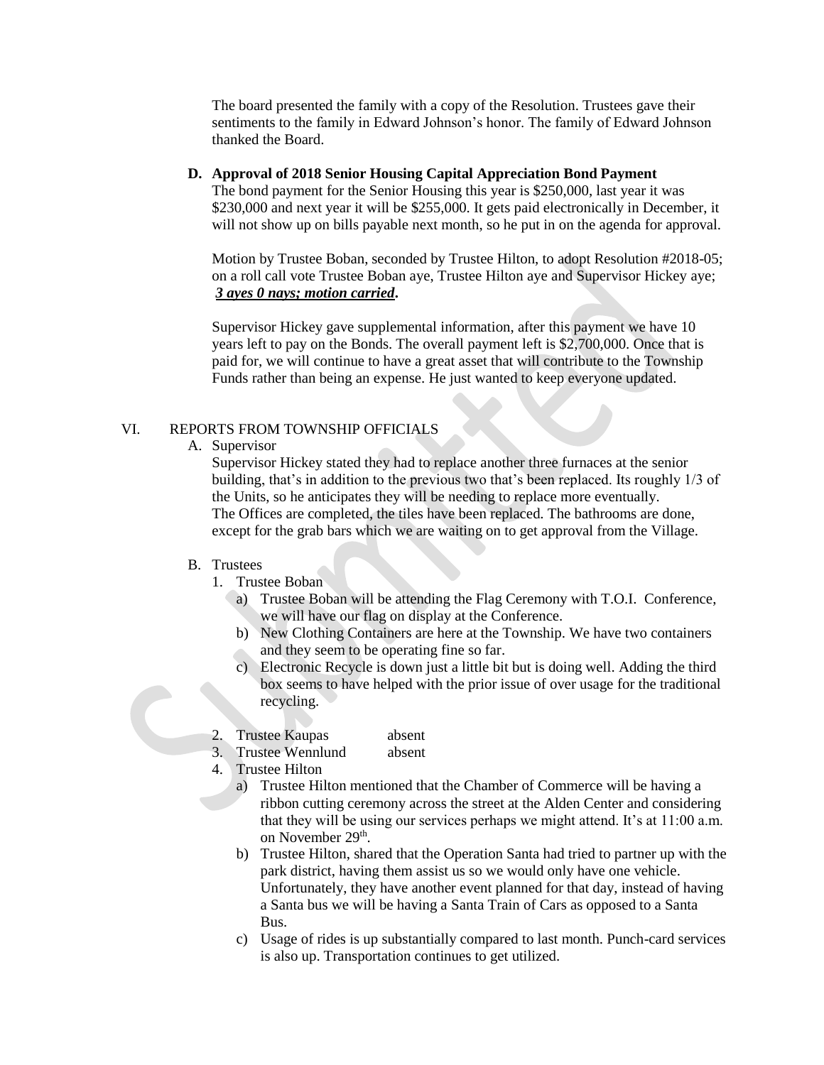The board presented the family with a copy of the Resolution. Trustees gave their sentiments to the family in Edward Johnson's honor. The family of Edward Johnson thanked the Board.

**D. Approval of 2018 Senior Housing Capital Appreciation Bond Payment**

The bond payment for the Senior Housing this year is $250,000, last year it was $230,000 and next year it will be $255,000. It gets paid electronically in December, it will not show up on bills payable next month, so he put in on the agenda for approval.

Motion by Trustee Boban, seconded by Trustee Hilton, to adopt Resolution #2018-05; on a roll call vote Trustee Boban aye, Trustee Hilton aye and Supervisor Hickey aye; ***3 ayes 0 nays; motion carried*.**

Supervisor Hickey gave supplemental information, after this payment we have 10 years left to pay on the Bonds. The overall payment left is $2,700,000. Once that is paid for, we will continue to have a great asset that will contribute to the Township Funds rather than being an expense. He just wanted to keep everyone updated.

## VI. REPORTS FROM TOWNSHIP OFFICIALS

A. Supervisor

Supervisor Hickey stated they had to replace another three furnaces at the senior building, that's in addition to the previous two that's been replaced. Its roughly 1/3 of the Units, so he anticipates they will be needing to replace more eventually.
The Offices are completed, the tiles have been replaced. The bathrooms are done, except for the grab bars which we are waiting on to get approval from the Village.

B. Trustees

1. Trustee Boban
   a) Trustee Boban will be attending the Flag Ceremony with T.O.I. Conference, we will have our flag on display at the Conference.
   b) New Clothing Containers are here at the Township. We have two containers and they seem to be operating fine so far.
   c) Electronic Recycle is down just a little bit but is doing well. Adding the third box seems to have helped with the prior issue of over usage for the traditional recycling.

2. Trustee Kaupas absent
3. Trustee Wennlund absent
4. Trustee Hilton
   a) Trustee Hilton mentioned that the Chamber of Commerce will be having a ribbon cutting ceremony across the street at the Alden Center and considering that they will be using our services perhaps we might attend. It's at 11:00 a.m. on November 29th.
   b) Trustee Hilton, shared that the Operation Santa had tried to partner up with the park district, having them assist us so we would only have one vehicle. Unfortunately, they have another event planned for that day, instead of having a Santa bus we will be having a Santa Train of Cars as opposed to a Santa Bus.
   c) Usage of rides is up substantially compared to last month. Punch-card services is also up. Transportation continues to get utilized.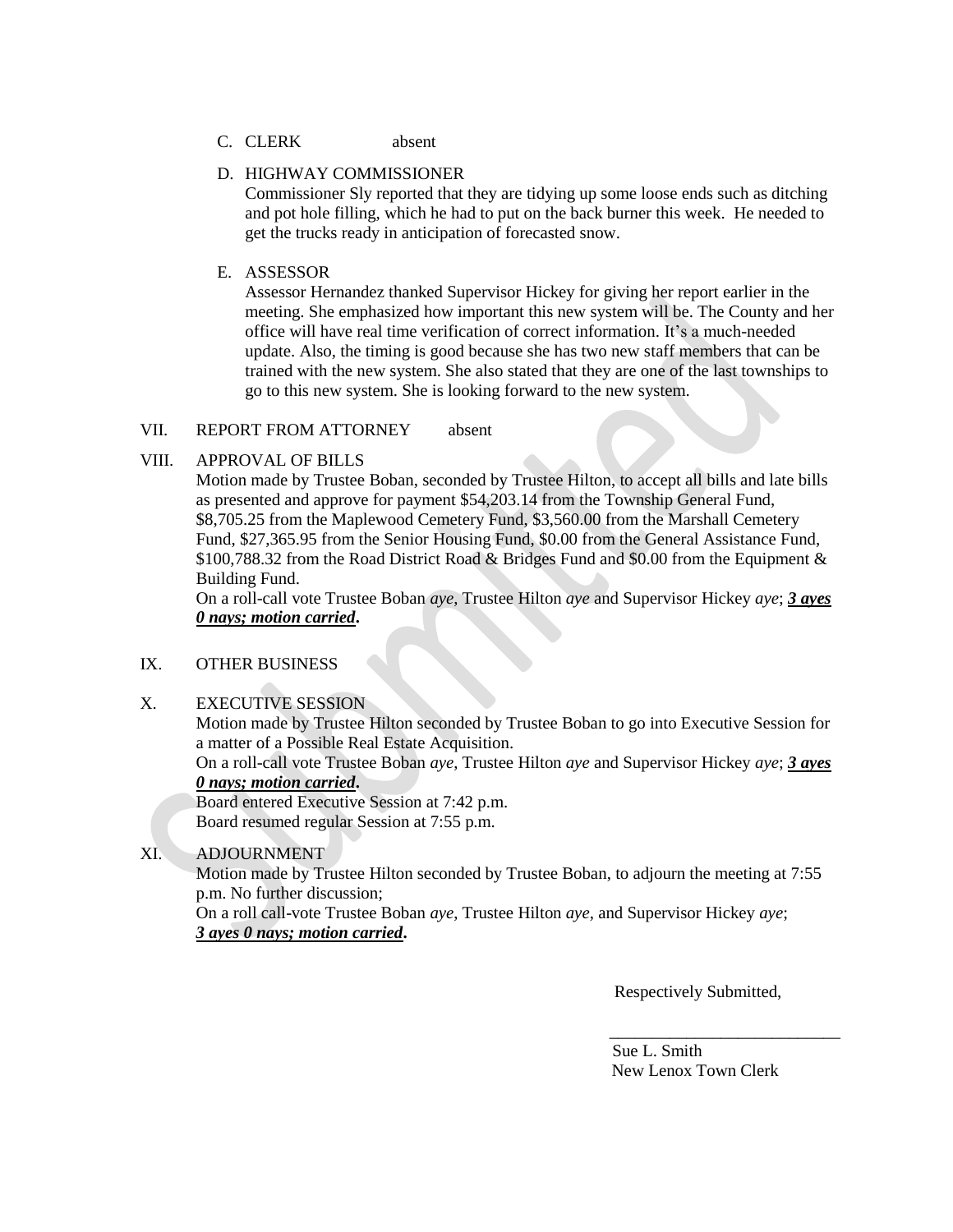C. CLERK absent

D. HIGHWAY COMMISSIONER
Commissioner Sly reported that they are tidying up some loose ends such as ditching and pot hole filling, which he had to put on the back burner this week. He needed to get the trucks ready in anticipation of forecasted snow.

E. ASSESSOR
Assessor Hernandez thanked Supervisor Hickey for giving her report earlier in the meeting. She emphasized how important this new system will be. The County and her office will have real time verification of correct information. It's a much-needed update. Also, the timing is good because she has two new staff members that can be trained with the new system. She also stated that they are one of the last townships to go to this new system. She is looking forward to the new system.

VII. REPORT FROM ATTORNEY absent

VIII. APPROVAL OF BILLS
Motion made by Trustee Boban, seconded by Trustee Hilton, to accept all bills and late bills as presented and approve for payment $54,203.14 from the Township General Fund, $8,705.25 from the Maplewood Cemetery Fund, $3,560.00 from the Marshall Cemetery Fund, $27,365.95 from the Senior Housing Fund, $0.00 from the General Assistance Fund, $100,788.32 from the Road District Road & Bridges Fund and $0.00 from the Equipment & Building Fund.
On a roll-call vote Trustee Boban *aye*, Trustee Hilton *aye* and Supervisor Hickey *aye*; ***3 ayes 0 nays; motion carried*.**

IX. OTHER BUSINESS

X. EXECUTIVE SESSION
Motion made by Trustee Hilton seconded by Trustee Boban to go into Executive Session for a matter of a Possible Real Estate Acquisition.
On a roll-call vote Trustee Boban *aye*, Trustee Hilton *aye* and Supervisor Hickey *aye*; ***3 ayes 0 nays; motion carried*.**
Board entered Executive Session at 7:42 p.m.
Board resumed regular Session at 7:55 p.m.

XI. ADJOURNMENT
Motion made by Trustee Hilton seconded by Trustee Boban, to adjourn the meeting at 7:55 p.m. No further discussion;
On a roll call-vote Trustee Boban *aye*, Trustee Hilton *aye*, and Supervisor Hickey *aye*; ***3 ayes 0 nays; motion carried*.**

Respectively Submitted,

\_\_\_\_\_\_\_\_\_\_\_\_\_\_\_\_\_\_\_\_\_\_\_\_\_\_\_\_

Sue L. Smith
New Lenox Town Clerk